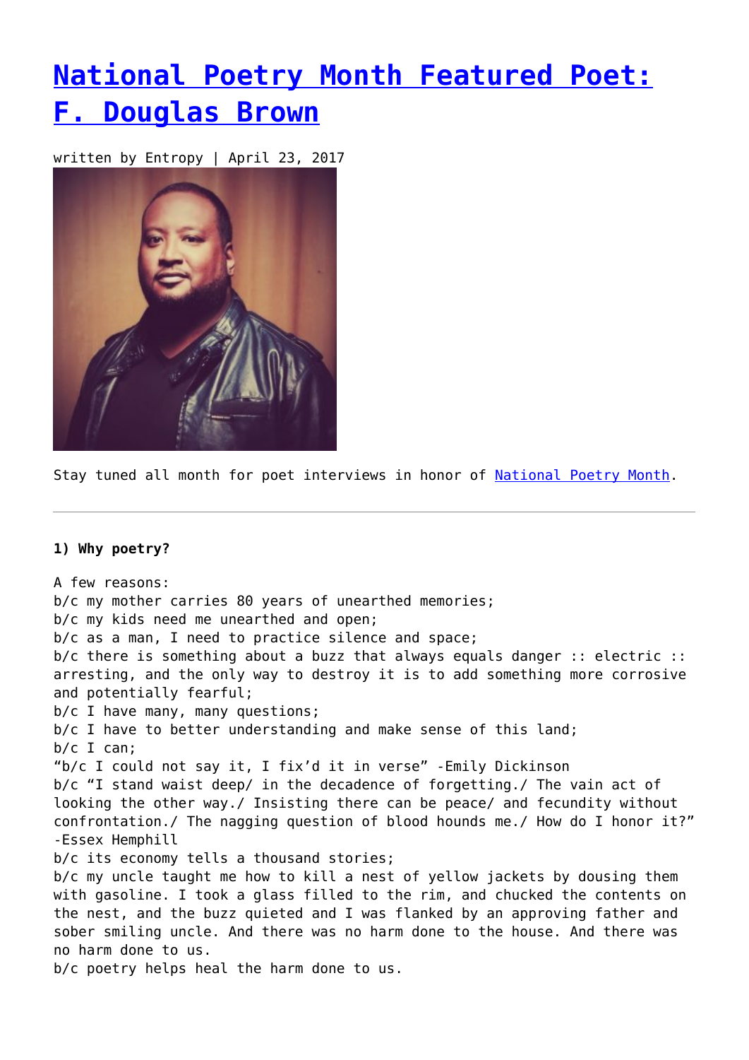# [National Poetry Month Featured Poet: F. Douglas Brown]()

written by Entropy | April 23, 2017

Stay tuned all month for poet interviews in honor of [National Poetry Month]().

---

**1) Why poetry?**

A few reasons:
b/c my mother carries 80 years of unearthed memories;
b/c my kids need me unearthed and open;
b/c as a man, I need to practice silence and space;
b/c there is something about a buzz that always equals danger :: electric :: arresting, and the only way to destroy it is to add something more corrosive and potentially fearful;
b/c I have many, many questions;
b/c I have to better understanding and make sense of this land;
b/c I can;
"b/c I could not say it, I fix'd it in verse" -Emily Dickinson
b/c "I stand waist deep/ in the decadence of forgetting./ The vain act of looking the other way./ Insisting there can be peace/ and fecundity without confrontation./ The nagging question of blood hounds me./ How do I honor it?" -Essex Hemphill
b/c its economy tells a thousand stories;
b/c my uncle taught me how to kill a nest of yellow jackets by dousing them with gasoline. I took a glass filled to the rim, and chucked the contents on the nest, and the buzz quieted and I was flanked by an approving father and sober smiling uncle. And there was no harm done to the house. And there was no harm done to us.
b/c poetry helps heal the harm done to us.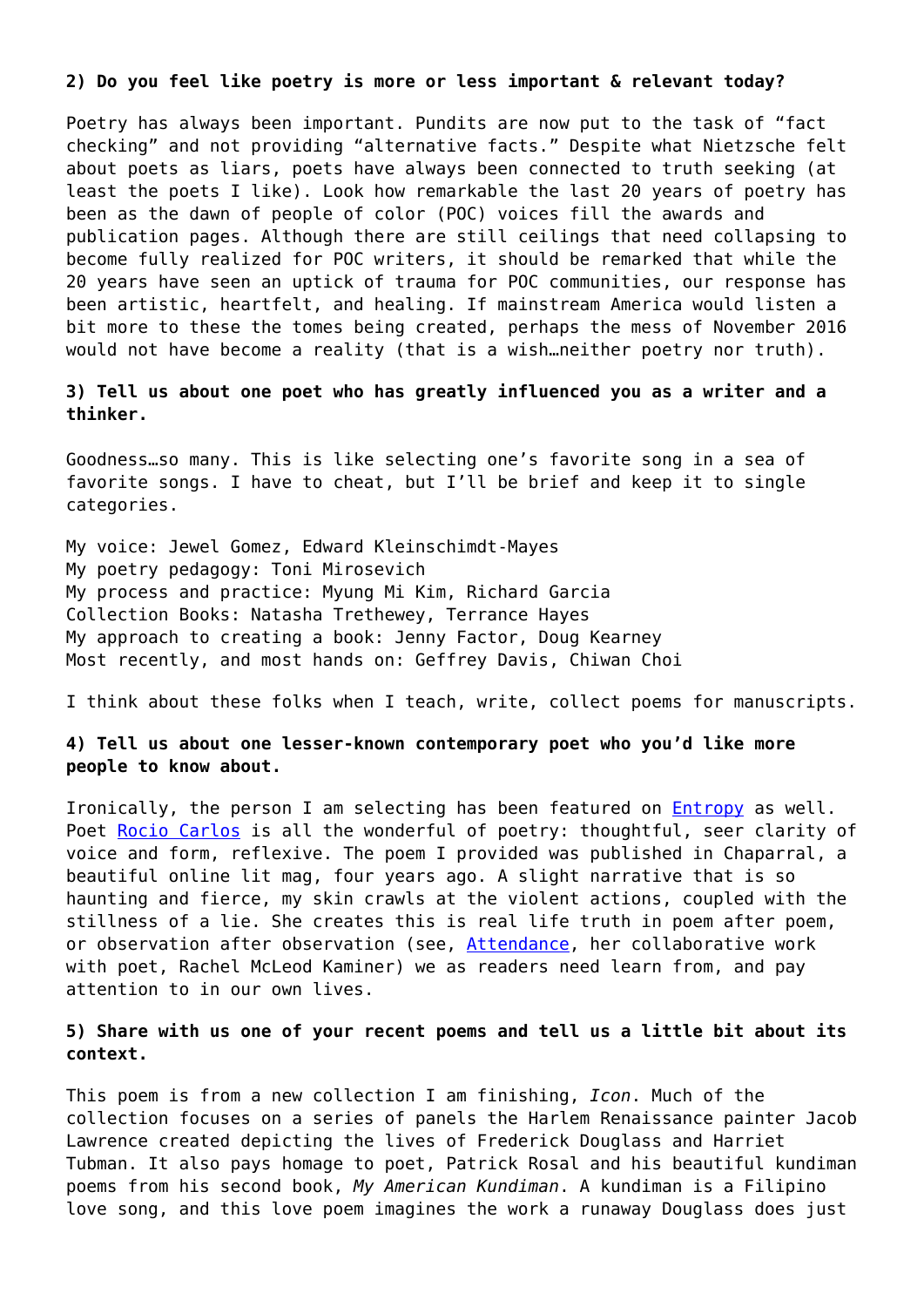**2) Do you feel like poetry is more or less important & relevant today?**

Poetry has always been important. Pundits are now put to the task of "fact checking" and not providing "alternative facts." Despite what Nietzsche felt about poets as liars, poets have always been connected to truth seeking (at least the poets I like). Look how remarkable the last 20 years of poetry has been as the dawn of people of color (POC) voices fill the awards and publication pages. Although there are still ceilings that need collapsing to become fully realized for POC writers, it should be remarked that while the 20 years have seen an uptick of trauma for POC communities, our response has been artistic, heartfelt, and healing. If mainstream America would listen a bit more to these the tomes being created, perhaps the mess of November 2016 would not have become a reality (that is a wish…neither poetry nor truth).

**3) Tell us about one poet who has greatly influenced you as a writer and a thinker.**

Goodness…so many. This is like selecting one's favorite song in a sea of favorite songs. I have to cheat, but I'll be brief and keep it to single categories.

My voice: Jewel Gomez, Edward Kleinschimdt-Mayes
My poetry pedagogy: Toni Mirosevich
My process and practice: Myung Mi Kim, Richard Garcia
Collection Books: Natasha Trethewey, Terrance Hayes
My approach to creating a book: Jenny Factor, Doug Kearney
Most recently, and most hands on: Geffrey Davis, Chiwan Choi

I think about these folks when I teach, write, collect poems for manuscripts.

**4) Tell us about one lesser-known contemporary poet who you'd like more people to know about.**

Ironically, the person I am selecting has been featured on Entropy as well. Poet Rocio Carlos is all the wonderful of poetry: thoughtful, seer clarity of voice and form, reflexive. The poem I provided was published in Chaparral, a beautiful online lit mag, four years ago. A slight narrative that is so haunting and fierce, my skin crawls at the violent actions, coupled with the stillness of a lie. She creates this is real life truth in poem after poem, or observation after observation (see, Attendance, her collaborative work with poet, Rachel McLeod Kaminer) we as readers need learn from, and pay attention to in our own lives.

**5) Share with us one of your recent poems and tell us a little bit about its context.**

This poem is from a new collection I am finishing, *Icon*. Much of the collection focuses on a series of panels the Harlem Renaissance painter Jacob Lawrence created depicting the lives of Frederick Douglass and Harriet Tubman. It also pays homage to poet, Patrick Rosal and his beautiful kundiman poems from his second book, *My American Kundiman*. A kundiman is a Filipino love song, and this love poem imagines the work a runaway Douglass does just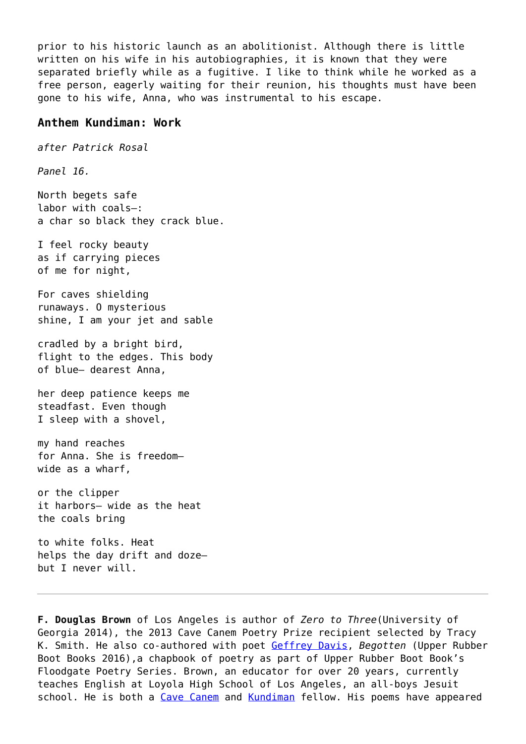prior to his historic launch as an abolitionist. Although there is little written on his wife in his autobiographies, it is known that they were separated briefly while as a fugitive. I like to think while he worked as a free person, eagerly waiting for their reunion, his thoughts must have been gone to his wife, Anna, who was instrumental to his escape.

### Anthem Kundiman: Work

*after Patrick Rosal*

*Panel 16.*

North begets safe  
labor with coals—:  
a char so black they crack blue.

I feel rocky beauty  
as if carrying pieces  
of me for night,

For caves shielding  
runaways. O mysterious  
shine, I am your jet and sable

cradled by a bright bird,  
flight to the edges. This body  
of blue— dearest Anna,

her deep patience keeps me  
steadfast. Even though  
I sleep with a shovel,

my hand reaches  
for Anna. She is freedom—  
wide as a wharf,

or the clipper  
it harbors— wide as the heat  
the coals bring

to white folks. Heat  
helps the day drift and doze—  
but I never will.

---

**F. Douglas Brown** of Los Angeles is author of *Zero to Three*(University of Georgia 2014), the 2013 Cave Canem Poetry Prize recipient selected by Tracy K. Smith. He also co-authored with poet [Geffrey Davis](), *Begotten* (Upper Rubber Boot Books 2016),a chapbook of poetry as part of Upper Rubber Boot Book's Floodgate Poetry Series. Brown, an educator for over 20 years, currently teaches English at Loyola High School of Los Angeles, an all-boys Jesuit school. He is both a [Cave Canem]() and [Kundiman]() fellow. His poems have appeared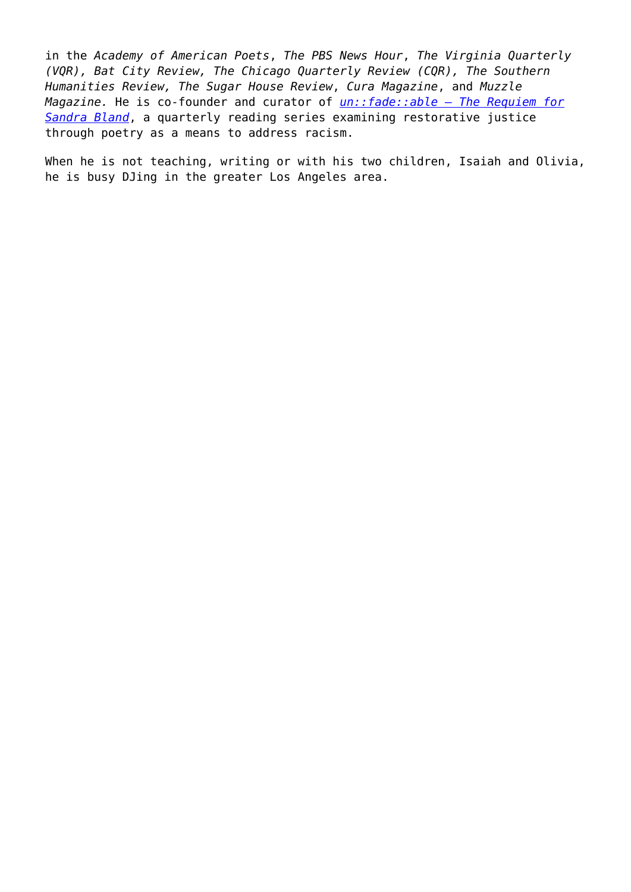in the *Academy of American Poets*, *The PBS News Hour*, *The Virginia Quarterly (VQR), Bat City Review, The Chicago Quarterly Review (CQR), The Southern Humanities Review, The Sugar House Review*, *Cura Magazine*, and *Muzzle Magazine.* He is co-founder and curator of *un::fade::able – The Requiem for Sandra Bland*, a quarterly reading series examining restorative justice through poetry as a means to address racism.

When he is not teaching, writing or with his two children, Isaiah and Olivia, he is busy DJing in the greater Los Angeles area.